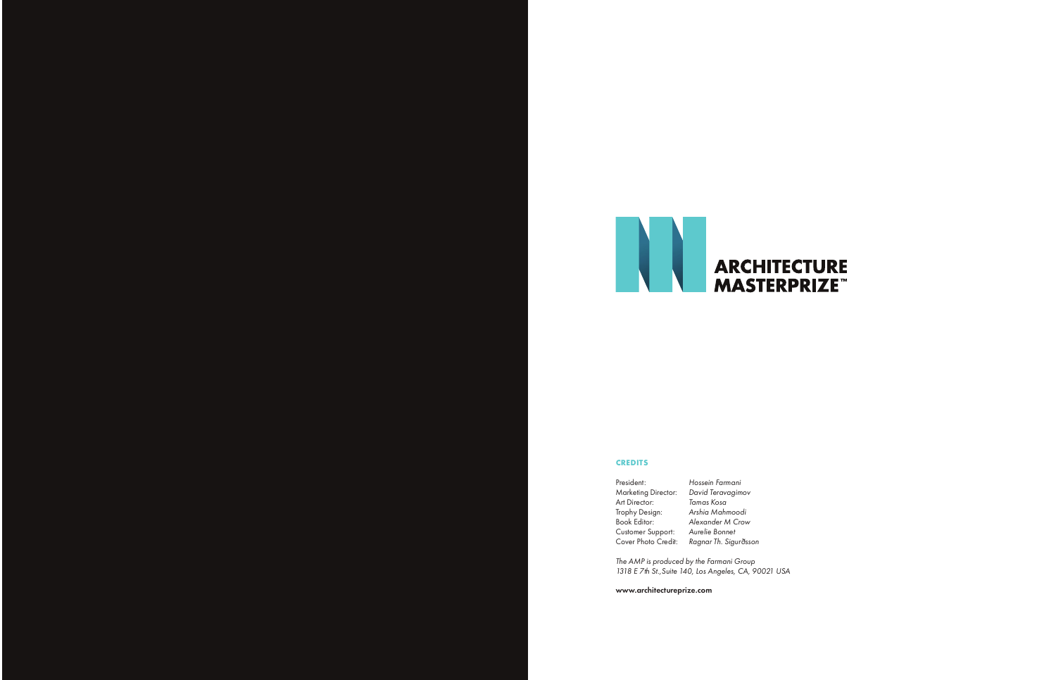ARCHITECTURE
MASTERPRIZE™

**CREDITS**

President: *Hossein Farmani*
Marketing Director: *David Teravagimov*
Art Director: *Tamas Kosa*
Trophy Design: *Arshia Mahmoodi*
Book Editor: *Alexander M Crow*
Customer Support: *Aurelie Bonnet*
Cover Photo Credit: *Ragnar Th. Sigurðsson*

*The AMP is produced by the Farmani Group*
*1318 E 7th St.,Suite 140, Los Angeles, CA, 90021 USA*

**www.architectureprize.com**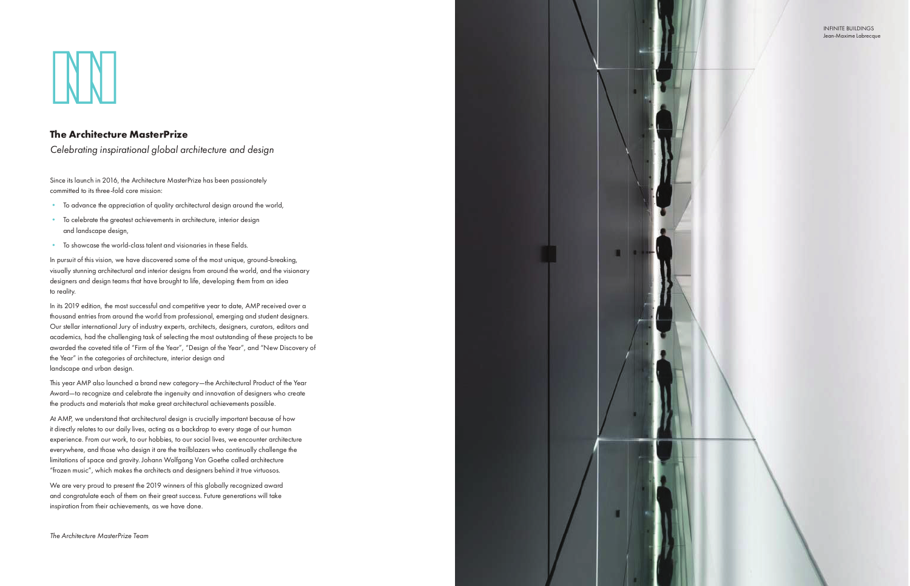## The Architecture MasterPrize

*Celebrating inspirational global architecture and design*

Since its launch in 2016, the Architecture MasterPrize has been passionately committed to its three-fold core mission:

- To advance the appreciation of quality architectural design around the world,
- To celebrate the greatest achievements in architecture, interior design and landscape design,
- To showcase the world-class talent and visionaries in these fields.

In pursuit of this vision, we have discovered some of the most unique, ground-breaking, visually stunning architectural and interior designs from around the world, and the visionary designers and design teams that have brought to life, developing them from an idea to reality.

In its 2019 edition, the most successful and competitive year to date, AMP received over a thousand entries from around the world from professional, emerging and student designers. Our stellar international Jury of industry experts, architects, designers, curators, editors and academics, had the challenging task of selecting the most outstanding of these projects to be awarded the coveted title of "Firm of the Year", "Design of the Year", and "New Discovery of the Year" in the categories of architecture, interior design and landscape and urban design.

This year AMP also launched a brand new category—the Architectural Product of the Year Award—to recognize and celebrate the ingenuity and innovation of designers who create the products and materials that make great architectural achievements possible.

At AMP, we understand that architectural design is crucially important because of how it directly relates to our daily lives, acting as a backdrop to every stage of our human experience. From our work, to our hobbies, to our social lives, we encounter architecture everywhere, and those who design it are the trailblazers who continually challenge the limitations of space and gravity. Johann Wolfgang Von Goethe called architecture "frozen music", which makes the architects and designers behind it true virtuosos.

We are very proud to present the 2019 winners of this globally recognized award and congratulate each of them on their great success. Future generations will take inspiration from their achievements, as we have done.

*The Architecture MasterPrize Team*

INFINITE BUILDINGS
Jean-Maxime Labrecque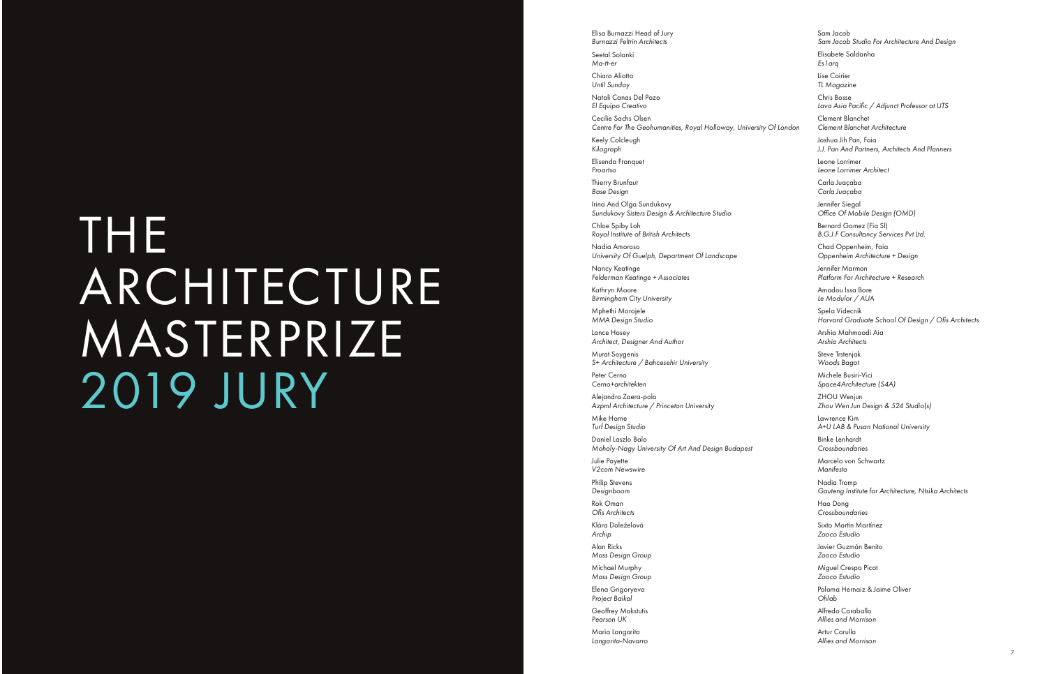# THE ARCHITECTURE MASTERPRIZE 2019 JURY

Elisa Burnazzi Head of Jury
*Burnazzi Feltrin Architects*

Seetal Solanki
*Ma-tt-er*

Chiara Aliotta
*Until Sunday*

Natali Canas Del Pozo
*El Equipo Creativo*

Cecilie Sachs Olsen
*Centre For The Geohumanities, Royal Holloway, University Of London*

Keely Colcleugh
*Kilograph*

Elisenda Franquet
*Proartso*

Thierry Brunfaut
*Base Design*

Irina And Olga Sundukovy
*Sundukovy Sisters Design & Architecture Studio*

Chloe Spiby Loh
*Royal Institute of British Architects*

Nadia Amoroso
*University Of Guelph, Department Of Landscape*

Nancy Keatinge
*Felderman Keatinge + Associates*

Kathryn Moore
*Birmingham City University*

Mphethi Morojele
*MMA Design Studio*

Lance Hosey
*Architect, Designer And Author*

Murat Soygenis
*S+ Architecture / Bahcesehir University*

Peter Cerno
*Cerno+architekten*

Alejandro Zaera-polo
*Azpml Architecture / Princeton University*

Mike Horne
*Turf Design Studio*

Daniel Laszlo Balo
*Moholy-Nagy University Of Art And Design Budapest*

Julie Payette
*V2com Newswire*

Philip Stevens
*Designboom*

Rok Oman
*Ofis Architects*

Klára Doleželová
*Archip*

Alan Ricks
*Mass Design Group*

Michael Murphy
*Mass Design Group*

Elena Grigoryeva
*Project Baikal*

Geoffrey Makstutis
*Pearson UK*

Maria Langarita
*Langarita-Navarro*

Sam Jacob
*Sam Jacob Studio For Architecture And Design*

Elisabete Saldanha
*Es1arq*

Lise Coirier
*TL Magazine*

Chris Bosse
*Lava Asia Pacific / Adjunct Professor at UTS*

Clement Blanchet
*Clement Blanchet Architecture*

Joshua Jih Pan, Faia
*J.J. Pan And Partners, Architects And Planners*

Leone Lorrimer
*Leone Lorrimer Architect*

Carla Juaçaba
*Carla Juaçaba*

Jennifer Siegal
*Office Of Mobile Design (OMD)*

Bernard Gomez (Fia SI)
*B.G.J.F Consultancy Services Pvt Ltd.*

Chad Oppenheim, Faia
*Oppenheim Architecture + Design*

Jennifer Marmon
*Platform For Architecture + Research*

Amadou Issa Bore
*Le Modulor / AUA*

Spela Videcnik
*Harvard Graduate School Of Design / Ofis Architects*

Arshia Mahmoodi Aia
*Arshia Architects*

Steve Trstenjak
*Woods Bagot*

Michele Busiri-Vici
*Space4Architecture (S4A)*

ZHOU Wenjun
*Zhou Wen Jun Design & 524 Studio(s)*

Lawrence Kim
*A+U LAB & Pusan National University*

Binke Lenhardt
*Crossboundaries*

Marcelo von Schwartz
*Manifesto*

Nadia Tromp
*Gauteng Institute for Architecture, Ntsika Architects*

Hao Dong
*Crossboundaries*

Sixto Martín Martínez
*Zooco Estudio*

Javier Guzmán Benito
*Zooco Estudio*

Miguel Crespo Picot
*Zooco Estudio*

Paloma Hernaiz & Jaime Oliver
*Ohlab*

Alfredo Caraballo
*Allies and Morrison*

Artur Carulla
*Allies and Morrison*